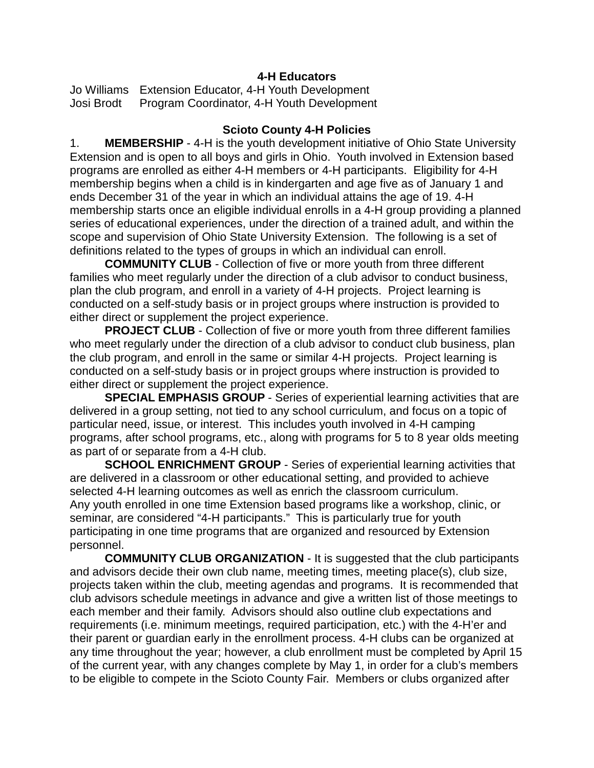**4-H Educators**

Jo Williams Extension Educator, 4-H Youth Development
Josi Brodt Program Coordinator, 4-H Youth Development

**Scioto County 4-H Policies**

1. **MEMBERSHIP** - 4-H is the youth development initiative of Ohio State University Extension and is open to all boys and girls in Ohio. Youth involved in Extension based programs are enrolled as either 4-H members or 4-H participants. Eligibility for 4-H membership begins when a child is in kindergarten and age five as of January 1 and ends December 31 of the year in which an individual attains the age of 19. 4-H membership starts once an eligible individual enrolls in a 4-H group providing a planned series of educational experiences, under the direction of a trained adult, and within the scope and supervision of Ohio State University Extension. The following is a set of definitions related to the types of groups in which an individual can enroll.

**COMMUNITY CLUB** - Collection of five or more youth from three different families who meet regularly under the direction of a club advisor to conduct business, plan the club program, and enroll in a variety of 4-H projects. Project learning is conducted on a self-study basis or in project groups where instruction is provided to either direct or supplement the project experience.

**PROJECT CLUB** - Collection of five or more youth from three different families who meet regularly under the direction of a club advisor to conduct club business, plan the club program, and enroll in the same or similar 4-H projects. Project learning is conducted on a self-study basis or in project groups where instruction is provided to either direct or supplement the project experience.

**SPECIAL EMPHASIS GROUP** - Series of experiential learning activities that are delivered in a group setting, not tied to any school curriculum, and focus on a topic of particular need, issue, or interest. This includes youth involved in 4-H camping programs, after school programs, etc., along with programs for 5 to 8 year olds meeting as part of or separate from a 4-H club.

**SCHOOL ENRICHMENT GROUP** - Series of experiential learning activities that are delivered in a classroom or other educational setting, and provided to achieve selected 4-H learning outcomes as well as enrich the classroom curriculum.

Any youth enrolled in one time Extension based programs like a workshop, clinic, or seminar, are considered "4-H participants." This is particularly true for youth participating in one time programs that are organized and resourced by Extension personnel.

**COMMUNITY CLUB ORGANIZATION** - It is suggested that the club participants and advisors decide their own club name, meeting times, meeting place(s), club size, projects taken within the club, meeting agendas and programs. It is recommended that club advisors schedule meetings in advance and give a written list of those meetings to each member and their family. Advisors should also outline club expectations and requirements (i.e. minimum meetings, required participation, etc.) with the 4-H'er and their parent or guardian early in the enrollment process. 4-H clubs can be organized at any time throughout the year; however, a club enrollment must be completed by April 15 of the current year, with any changes complete by May 1, in order for a club's members to be eligible to compete in the Scioto County Fair. Members or clubs organized after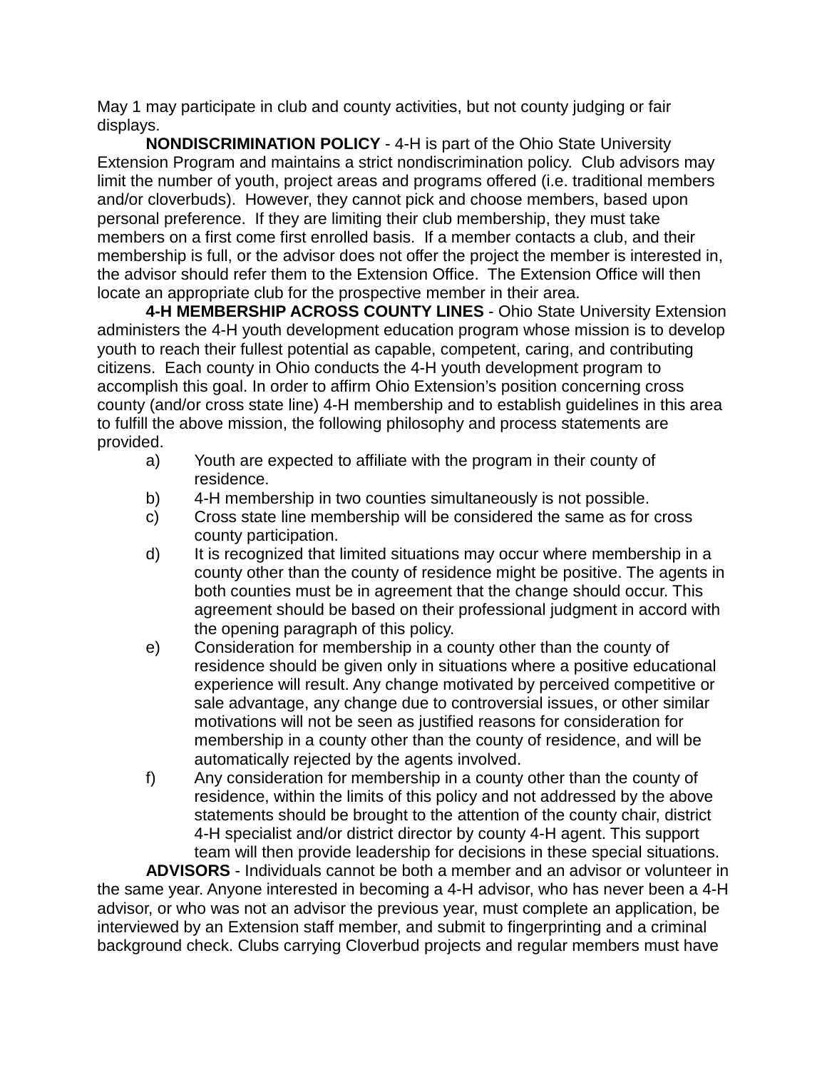May 1 may participate in club and county activities, but not county judging or fair displays.

**NONDISCRIMINATION POLICY** - 4-H is part of the Ohio State University Extension Program and maintains a strict nondiscrimination policy. Club advisors may limit the number of youth, project areas and programs offered (i.e. traditional members and/or cloverbuds). However, they cannot pick and choose members, based upon personal preference. If they are limiting their club membership, they must take members on a first come first enrolled basis. If a member contacts a club, and their membership is full, or the advisor does not offer the project the member is interested in, the advisor should refer them to the Extension Office. The Extension Office will then locate an appropriate club for the prospective member in their area.

**4-H MEMBERSHIP ACROSS COUNTY LINES** - Ohio State University Extension administers the 4-H youth development education program whose mission is to develop youth to reach their fullest potential as capable, competent, caring, and contributing citizens. Each county in Ohio conducts the 4-H youth development program to accomplish this goal. In order to affirm Ohio Extension's position concerning cross county (and/or cross state line) 4-H membership and to establish guidelines in this area to fulfill the above mission, the following philosophy and process statements are provided.

a) Youth are expected to affiliate with the program in their county of residence.
b) 4-H membership in two counties simultaneously is not possible.
c) Cross state line membership will be considered the same as for cross county participation.
d) It is recognized that limited situations may occur where membership in a county other than the county of residence might be positive. The agents in both counties must be in agreement that the change should occur. This agreement should be based on their professional judgment in accord with the opening paragraph of this policy.
e) Consideration for membership in a county other than the county of residence should be given only in situations where a positive educational experience will result. Any change motivated by perceived competitive or sale advantage, any change due to controversial issues, or other similar motivations will not be seen as justified reasons for consideration for membership in a county other than the county of residence, and will be automatically rejected by the agents involved.
f) Any consideration for membership in a county other than the county of residence, within the limits of this policy and not addressed by the above statements should be brought to the attention of the county chair, district 4-H specialist and/or district director by county 4-H agent. This support team will then provide leadership for decisions in these special situations.

**ADVISORS** - Individuals cannot be both a member and an advisor or volunteer in the same year. Anyone interested in becoming a 4-H advisor, who has never been a 4-H advisor, or who was not an advisor the previous year, must complete an application, be interviewed by an Extension staff member, and submit to fingerprinting and a criminal background check. Clubs carrying Cloverbud projects and regular members must have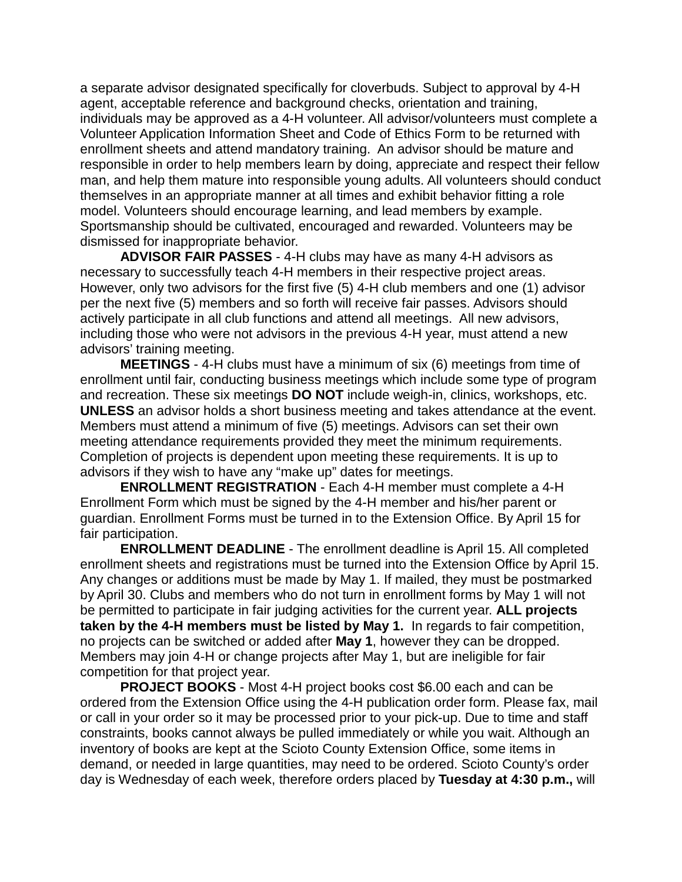a separate advisor designated specifically for cloverbuds. Subject to approval by 4-H agent, acceptable reference and background checks, orientation and training, individuals may be approved as a 4-H volunteer. All advisor/volunteers must complete a Volunteer Application Information Sheet and Code of Ethics Form to be returned with enrollment sheets and attend mandatory training. An advisor should be mature and responsible in order to help members learn by doing, appreciate and respect their fellow man, and help them mature into responsible young adults. All volunteers should conduct themselves in an appropriate manner at all times and exhibit behavior fitting a role model. Volunteers should encourage learning, and lead members by example. Sportsmanship should be cultivated, encouraged and rewarded. Volunteers may be dismissed for inappropriate behavior.

**ADVISOR FAIR PASSES** - 4-H clubs may have as many 4-H advisors as necessary to successfully teach 4-H members in their respective project areas. However, only two advisors for the first five (5) 4-H club members and one (1) advisor per the next five (5) members and so forth will receive fair passes. Advisors should actively participate in all club functions and attend all meetings. All new advisors, including those who were not advisors in the previous 4-H year, must attend a new advisors' training meeting.

**MEETINGS** - 4-H clubs must have a minimum of six (6) meetings from time of enrollment until fair, conducting business meetings which include some type of program and recreation. These six meetings **DO NOT** include weigh-in, clinics, workshops, etc. **UNLESS** an advisor holds a short business meeting and takes attendance at the event. Members must attend a minimum of five (5) meetings. Advisors can set their own meeting attendance requirements provided they meet the minimum requirements. Completion of projects is dependent upon meeting these requirements. It is up to advisors if they wish to have any "make up" dates for meetings.

**ENROLLMENT REGISTRATION** - Each 4-H member must complete a 4-H Enrollment Form which must be signed by the 4-H member and his/her parent or guardian. Enrollment Forms must be turned in to the Extension Office. By April 15 for fair participation.

**ENROLLMENT DEADLINE** - The enrollment deadline is April 15. All completed enrollment sheets and registrations must be turned into the Extension Office by April 15. Any changes or additions must be made by May 1. If mailed, they must be postmarked by April 30. Clubs and members who do not turn in enrollment forms by May 1 will not be permitted to participate in fair judging activities for the current year. **ALL projects taken by the 4-H members must be listed by May 1.** In regards to fair competition, no projects can be switched or added after **May 1**, however they can be dropped. Members may join 4-H or change projects after May 1, but are ineligible for fair competition for that project year.

**PROJECT BOOKS** - Most 4-H project books cost $6.00 each and can be ordered from the Extension Office using the 4-H publication order form. Please fax, mail or call in your order so it may be processed prior to your pick-up. Due to time and staff constraints, books cannot always be pulled immediately or while you wait. Although an inventory of books are kept at the Scioto County Extension Office, some items in demand, or needed in large quantities, may need to be ordered. Scioto County's order day is Wednesday of each week, therefore orders placed by **Tuesday at 4:30 p.m.,** will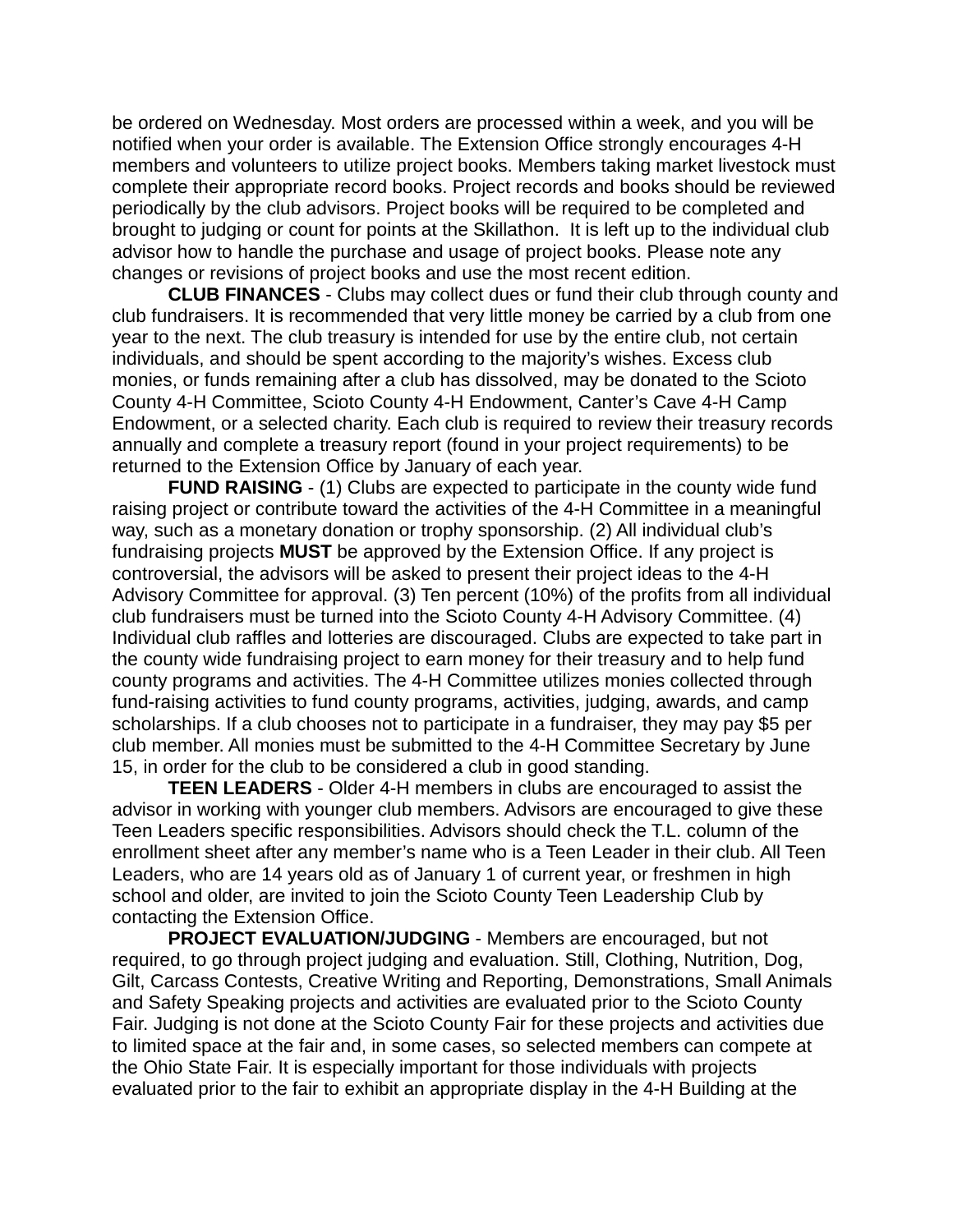be ordered on Wednesday. Most orders are processed within a week, and you will be notified when your order is available. The Extension Office strongly encourages 4-H members and volunteers to utilize project books. Members taking market livestock must complete their appropriate record books. Project records and books should be reviewed periodically by the club advisors. Project books will be required to be completed and brought to judging or count for points at the Skillathon. It is left up to the individual club advisor how to handle the purchase and usage of project books. Please note any changes or revisions of project books and use the most recent edition.

**CLUB FINANCES** - Clubs may collect dues or fund their club through county and club fundraisers. It is recommended that very little money be carried by a club from one year to the next. The club treasury is intended for use by the entire club, not certain individuals, and should be spent according to the majority's wishes. Excess club monies, or funds remaining after a club has dissolved, may be donated to the Scioto County 4-H Committee, Scioto County 4-H Endowment, Canter's Cave 4-H Camp Endowment, or a selected charity. Each club is required to review their treasury records annually and complete a treasury report (found in your project requirements) to be returned to the Extension Office by January of each year.

**FUND RAISING** - (1) Clubs are expected to participate in the county wide fund raising project or contribute toward the activities of the 4-H Committee in a meaningful way, such as a monetary donation or trophy sponsorship. (2) All individual club's fundraising projects **MUST** be approved by the Extension Office. If any project is controversial, the advisors will be asked to present their project ideas to the 4-H Advisory Committee for approval. (3) Ten percent (10%) of the profits from all individual club fundraisers must be turned into the Scioto County 4-H Advisory Committee. (4) Individual club raffles and lotteries are discouraged. Clubs are expected to take part in the county wide fundraising project to earn money for their treasury and to help fund county programs and activities. The 4-H Committee utilizes monies collected through fund-raising activities to fund county programs, activities, judging, awards, and camp scholarships. If a club chooses not to participate in a fundraiser, they may pay $5 per club member. All monies must be submitted to the 4-H Committee Secretary by June 15, in order for the club to be considered a club in good standing.

**TEEN LEADERS** - Older 4-H members in clubs are encouraged to assist the advisor in working with younger club members. Advisors are encouraged to give these Teen Leaders specific responsibilities. Advisors should check the T.L. column of the enrollment sheet after any member's name who is a Teen Leader in their club. All Teen Leaders, who are 14 years old as of January 1 of current year, or freshmen in high school and older, are invited to join the Scioto County Teen Leadership Club by contacting the Extension Office.

**PROJECT EVALUATION/JUDGING** - Members are encouraged, but not required, to go through project judging and evaluation. Still, Clothing, Nutrition, Dog, Gilt, Carcass Contests, Creative Writing and Reporting, Demonstrations, Small Animals and Safety Speaking projects and activities are evaluated prior to the Scioto County Fair. Judging is not done at the Scioto County Fair for these projects and activities due to limited space at the fair and, in some cases, so selected members can compete at the Ohio State Fair. It is especially important for those individuals with projects evaluated prior to the fair to exhibit an appropriate display in the 4-H Building at the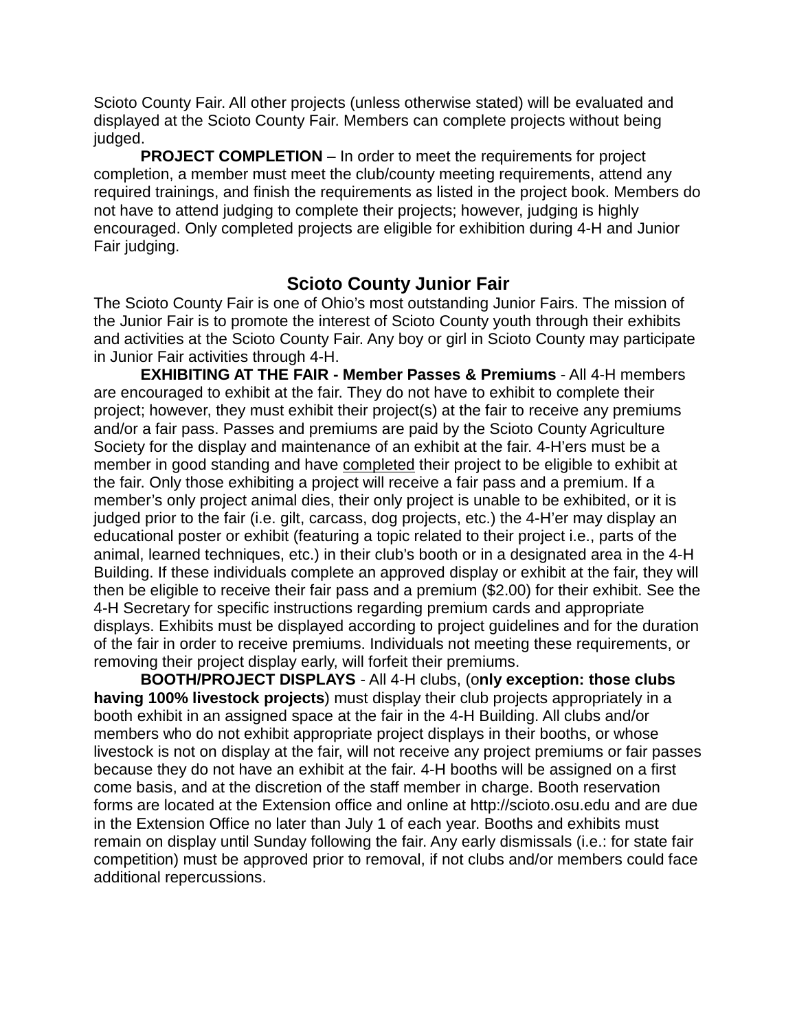Scioto County Fair. All other projects (unless otherwise stated) will be evaluated and displayed at the Scioto County Fair. Members can complete projects without being judged.

**PROJECT COMPLETION** – In order to meet the requirements for project completion, a member must meet the club/county meeting requirements, attend any required trainings, and finish the requirements as listed in the project book. Members do not have to attend judging to complete their projects; however, judging is highly encouraged. Only completed projects are eligible for exhibition during 4-H and Junior Fair judging.

## Scioto County Junior Fair

The Scioto County Fair is one of Ohio's most outstanding Junior Fairs. The mission of the Junior Fair is to promote the interest of Scioto County youth through their exhibits and activities at the Scioto County Fair. Any boy or girl in Scioto County may participate in Junior Fair activities through 4-H.

**EXHIBITING AT THE FAIR - Member Passes & Premiums** - All 4-H members are encouraged to exhibit at the fair. They do not have to exhibit to complete their project; however, they must exhibit their project(s) at the fair to receive any premiums and/or a fair pass. Passes and premiums are paid by the Scioto County Agriculture Society for the display and maintenance of an exhibit at the fair. 4-H'ers must be a member in good standing and have <u>completed</u> their project to be eligible to exhibit at the fair. Only those exhibiting a project will receive a fair pass and a premium. If a member's only project animal dies, their only project is unable to be exhibited, or it is judged prior to the fair (i.e. gilt, carcass, dog projects, etc.) the 4-H'er may display an educational poster or exhibit (featuring a topic related to their project i.e., parts of the animal, learned techniques, etc.) in their club's booth or in a designated area in the 4-H Building. If these individuals complete an approved display or exhibit at the fair, they will then be eligible to receive their fair pass and a premium ($2.00) for their exhibit. See the 4-H Secretary for specific instructions regarding premium cards and appropriate displays. Exhibits must be displayed according to project guidelines and for the duration of the fair in order to receive premiums. Individuals not meeting these requirements, or removing their project display early, will forfeit their premiums.

**BOOTH/PROJECT DISPLAYS** - All 4-H clubs, (o**nly exception: those clubs having 100% livestock projects**) must display their club projects appropriately in a booth exhibit in an assigned space at the fair in the 4-H Building. All clubs and/or members who do not exhibit appropriate project displays in their booths, or whose livestock is not on display at the fair, will not receive any project premiums or fair passes because they do not have an exhibit at the fair. 4-H booths will be assigned on a first come basis, and at the discretion of the staff member in charge. Booth reservation forms are located at the Extension office and online at http://scioto.osu.edu and are due in the Extension Office no later than July 1 of each year. Booths and exhibits must remain on display until Sunday following the fair. Any early dismissals (i.e.: for state fair competition) must be approved prior to removal, if not clubs and/or members could face additional repercussions.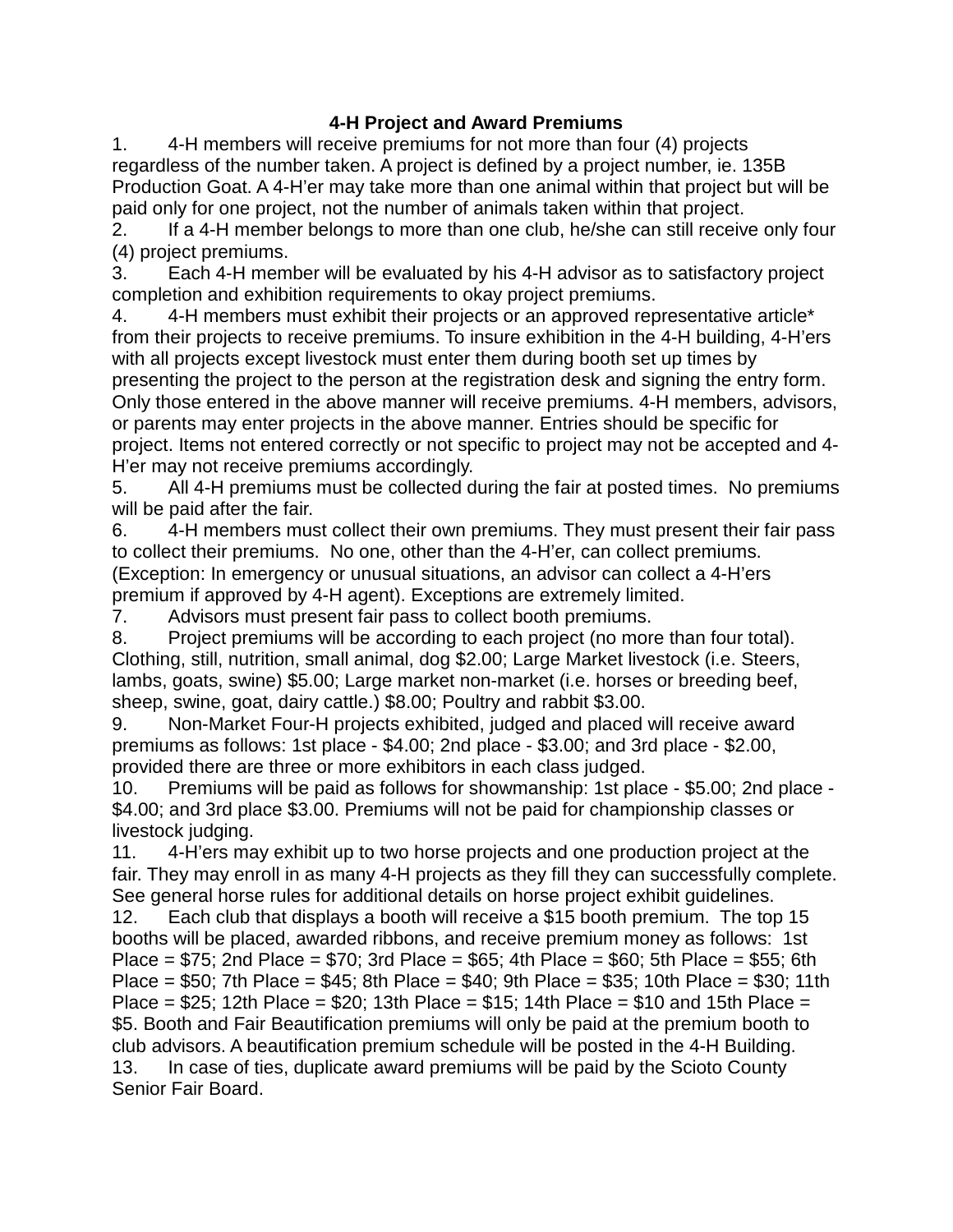**4-H Project and Award Premiums**

1. 4-H members will receive premiums for not more than four (4) projects regardless of the number taken. A project is defined by a project number, ie. 135B Production Goat. A 4-H'er may take more than one animal within that project but will be paid only for one project, not the number of animals taken within that project.
2. If a 4-H member belongs to more than one club, he/she can still receive only four (4) project premiums.
3. Each 4-H member will be evaluated by his 4-H advisor as to satisfactory project completion and exhibition requirements to okay project premiums.
4. 4-H members must exhibit their projects or an approved representative article* from their projects to receive premiums. To insure exhibition in the 4-H building, 4-H'ers with all projects except livestock must enter them during booth set up times by presenting the project to the person at the registration desk and signing the entry form. Only those entered in the above manner will receive premiums. 4-H members, advisors, or parents may enter projects in the above manner. Entries should be specific for project. Items not entered correctly or not specific to project may not be accepted and 4-H'er may not receive premiums accordingly.
5. All 4-H premiums must be collected during the fair at posted times. No premiums will be paid after the fair.
6. 4-H members must collect their own premiums. They must present their fair pass to collect their premiums. No one, other than the 4-H'er, can collect premiums. (Exception: In emergency or unusual situations, an advisor can collect a 4-H'ers premium if approved by 4-H agent). Exceptions are extremely limited.
7. Advisors must present fair pass to collect booth premiums.
8. Project premiums will be according to each project (no more than four total). Clothing, still, nutrition, small animal, dog $2.00; Large Market livestock (i.e. Steers, lambs, goats, swine) $5.00; Large market non-market (i.e. horses or breeding beef, sheep, swine, goat, dairy cattle.) $8.00; Poultry and rabbit $3.00.
9. Non-Market Four-H projects exhibited, judged and placed will receive award premiums as follows: 1st place - $4.00; 2nd place - $3.00; and 3rd place - $2.00, provided there are three or more exhibitors in each class judged.
10. Premiums will be paid as follows for showmanship: 1st place - $5.00; 2nd place - $4.00; and 3rd place $3.00. Premiums will not be paid for championship classes or livestock judging.
11. 4-H'ers may exhibit up to two horse projects and one production project at the fair. They may enroll in as many 4-H projects as they fill they can successfully complete. See general horse rules for additional details on horse project exhibit guidelines.
12. Each club that displays a booth will receive a $15 booth premium. The top 15 booths will be placed, awarded ribbons, and receive premium money as follows: 1st Place = $75; 2nd Place = $70; 3rd Place = $65; 4th Place = $60; 5th Place = $55; 6th Place = $50; 7th Place = $45; 8th Place = $40; 9th Place = $35; 10th Place = $30; 11th Place = $25; 12th Place = $20; 13th Place = $15; 14th Place = $10 and 15th Place = $5. Booth and Fair Beautification premiums will only be paid at the premium booth to club advisors. A beautification premium schedule will be posted in the 4-H Building.
13. In case of ties, duplicate award premiums will be paid by the Scioto County Senior Fair Board.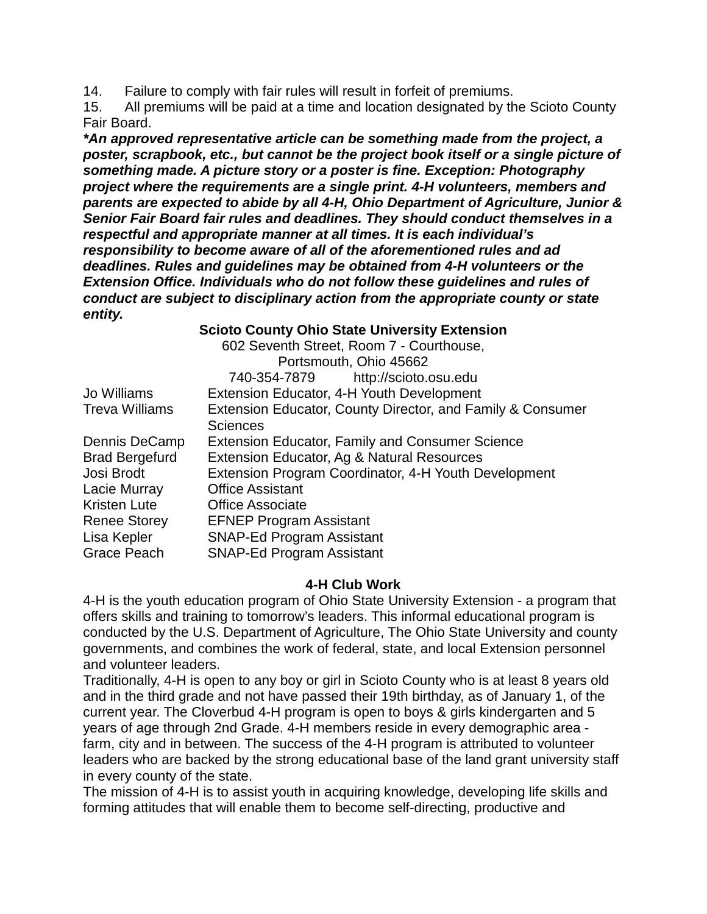14. Failure to comply with fair rules will result in forfeit of premiums.

15. All premiums will be paid at a time and location designated by the Scioto County Fair Board.

***An approved representative article can be something made from the project, a poster, scrapbook, etc., but cannot be the project book itself or a single picture of something made. A picture story or a poster is fine. Exception: Photography project where the requirements are a single print. 4-H volunteers, members and parents are expected to abide by all 4-H, Ohio Department of Agriculture, Junior & Senior Fair Board fair rules and deadlines. They should conduct themselves in a respectful and appropriate manner at all times. It is each individual's responsibility to become aware of all of the aforementioned rules and ad deadlines. Rules and guidelines may be obtained from 4-H volunteers or the Extension Office. Individuals who do not follow these guidelines and rules of conduct are subject to disciplinary action from the appropriate county or state entity.***

**Scioto County Ohio State University Extension**

602 Seventh Street, Room 7 - Courthouse,
Portsmouth, Ohio 45662
740-354-7879 http://scioto.osu.edu

| | |
|---|---|
| Jo Williams | Extension Educator, 4-H Youth Development |
| Treva Williams | Extension Educator, County Director, and Family & Consumer Sciences |
| Dennis DeCamp | Extension Educator, Family and Consumer Science |
| Brad Bergefurd | Extension Educator, Ag & Natural Resources |
| Josi Brodt | Extension Program Coordinator, 4-H Youth Development |
| Lacie Murray | Office Assistant |
| Kristen Lute | Office Associate |
| Renee Storey | EFNEP Program Assistant |
| Lisa Kepler | SNAP-Ed Program Assistant |
| Grace Peach | SNAP-Ed Program Assistant |

## 4-H Club Work

4-H is the youth education program of Ohio State University Extension - a program that offers skills and training to tomorrow's leaders. This informal educational program is conducted by the U.S. Department of Agriculture, The Ohio State University and county governments, and combines the work of federal, state, and local Extension personnel and volunteer leaders.

Traditionally, 4-H is open to any boy or girl in Scioto County who is at least 8 years old and in the third grade and not have passed their 19th birthday, as of January 1, of the current year. The Cloverbud 4-H program is open to boys & girls kindergarten and 5 years of age through 2nd Grade. 4-H members reside in every demographic area - farm, city and in between. The success of the 4-H program is attributed to volunteer leaders who are backed by the strong educational base of the land grant university staff in every county of the state.

The mission of 4-H is to assist youth in acquiring knowledge, developing life skills and forming attitudes that will enable them to become self-directing, productive and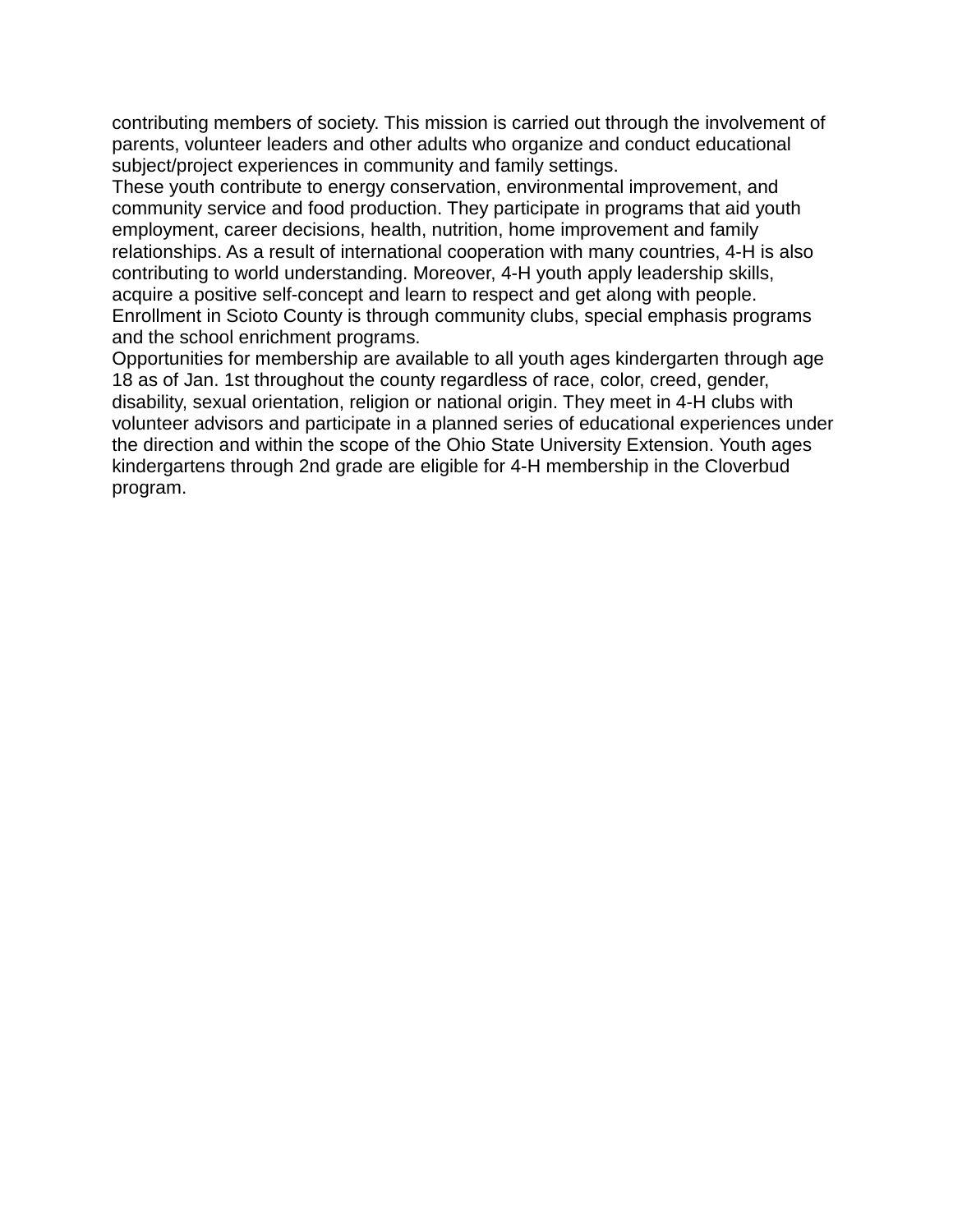contributing members of society. This mission is carried out through the involvement of parents, volunteer leaders and other adults who organize and conduct educational subject/project experiences in community and family settings.

These youth contribute to energy conservation, environmental improvement, and community service and food production. They participate in programs that aid youth employment, career decisions, health, nutrition, home improvement and family relationships. As a result of international cooperation with many countries, 4-H is also contributing to world understanding. Moreover, 4-H youth apply leadership skills, acquire a positive self-concept and learn to respect and get along with people. Enrollment in Scioto County is through community clubs, special emphasis programs and the school enrichment programs.

Opportunities for membership are available to all youth ages kindergarten through age 18 as of Jan. 1st throughout the county regardless of race, color, creed, gender, disability, sexual orientation, religion or national origin. They meet in 4-H clubs with volunteer advisors and participate in a planned series of educational experiences under the direction and within the scope of the Ohio State University Extension. Youth ages kindergartens through 2nd grade are eligible for 4-H membership in the Cloverbud program.